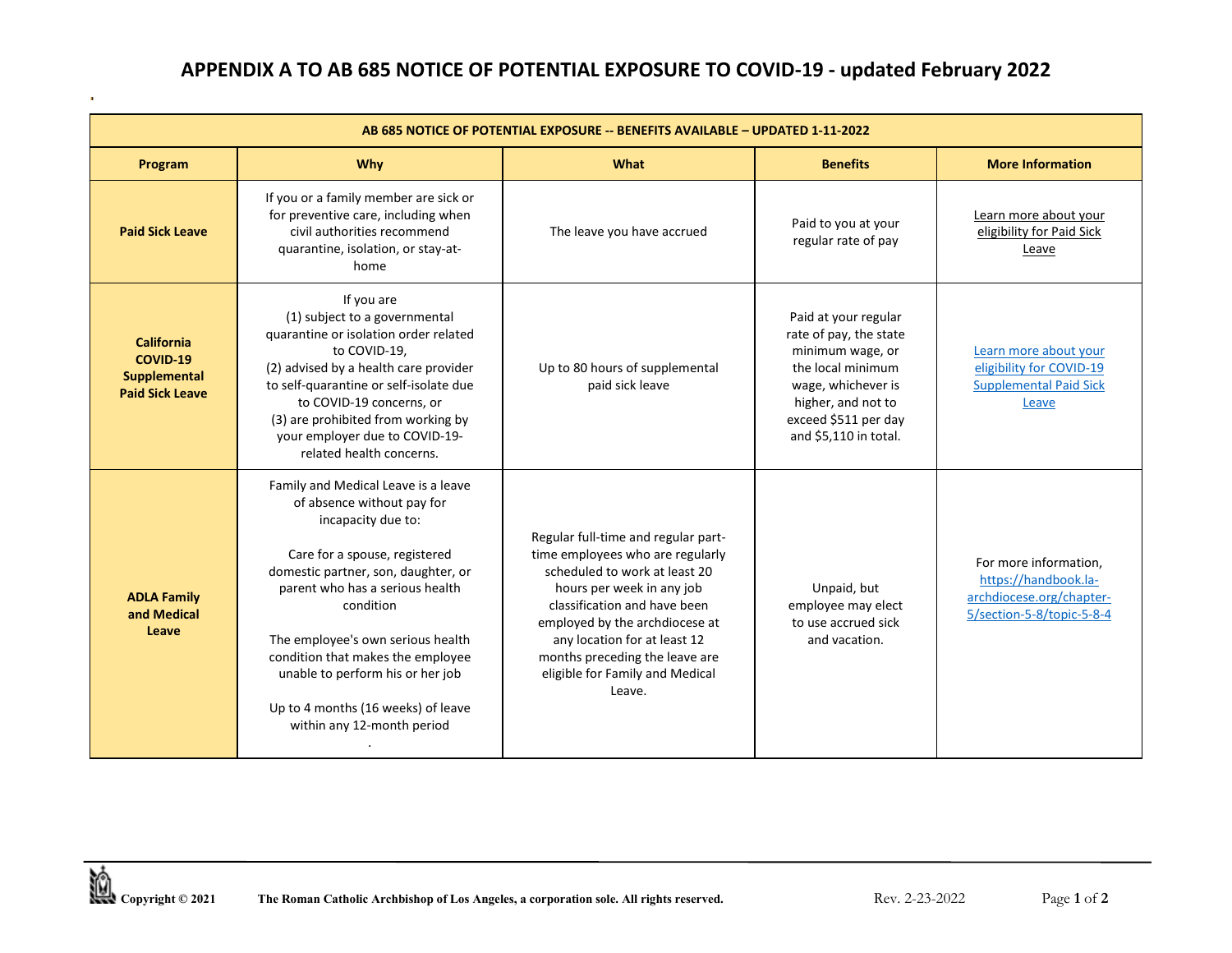# APPENDIX A TO AB 685 NOTICE OF POTENTIAL EXPOSURE TO COVID-19 - updated February 2022

| AB 685 NOTICE OF POTENTIAL EXPOSURE -- BENEFITS AVAILABLE – UPDATED 1-11-2022 | | | | |
|---|---|---|---|---|
| **Program** | **Why** | **What** | **Benefits** | **More Information** |
| **Paid Sick Leave** | If you or a family member are sick or for preventive care, including when civil authorities recommend quarantine, isolation, or stay-at-home | The leave you have accrued | Paid to you at your regular rate of pay | Learn more about your eligibility for Paid Sick Leave |
| **California COVID-19 Supplemental Paid Sick Leave** | If you are (1) subject to a governmental quarantine or isolation order related to COVID-19, (2) advised by a health care provider to self-quarantine or self-isolate due to COVID-19 concerns, or (3) are prohibited from working by your employer due to COVID-19-related health concerns. | Up to 80 hours of supplemental paid sick leave | Paid at your regular rate of pay, the state minimum wage, or the local minimum wage, whichever is higher, and not to exceed $511 per day and $5,110 in total. | Learn more about your eligibility for COVID-19 Supplemental Paid Sick Leave |
| **ADLA Family and Medical Leave** | Family and Medical Leave is a leave of absence without pay for incapacity due to:<br><br>Care for a spouse, registered domestic partner, son, daughter, or parent who has a serious health condition<br><br>The employee's own serious health condition that makes the employee unable to perform his or her job<br><br>Up to 4 months (16 weeks) of leave within any 12-month period<br>. | Regular full-time and regular part-time employees who are regularly scheduled to work at least 20 hours per week in any job classification and have been employed by the archdiocese at any location for at least 12 months preceding the leave are eligible for Family and Medical Leave. | Unpaid, but employee may elect to use accrued sick and vacation. | For more information, https://handbook.la-archdiocese.org/chapter-5/section-5-8/topic-5-8-4 |

Copyright © 2021 The Roman Catholic Archbishop of Los Angeles, a corporation sole. All rights reserved. Rev. 2-23-2022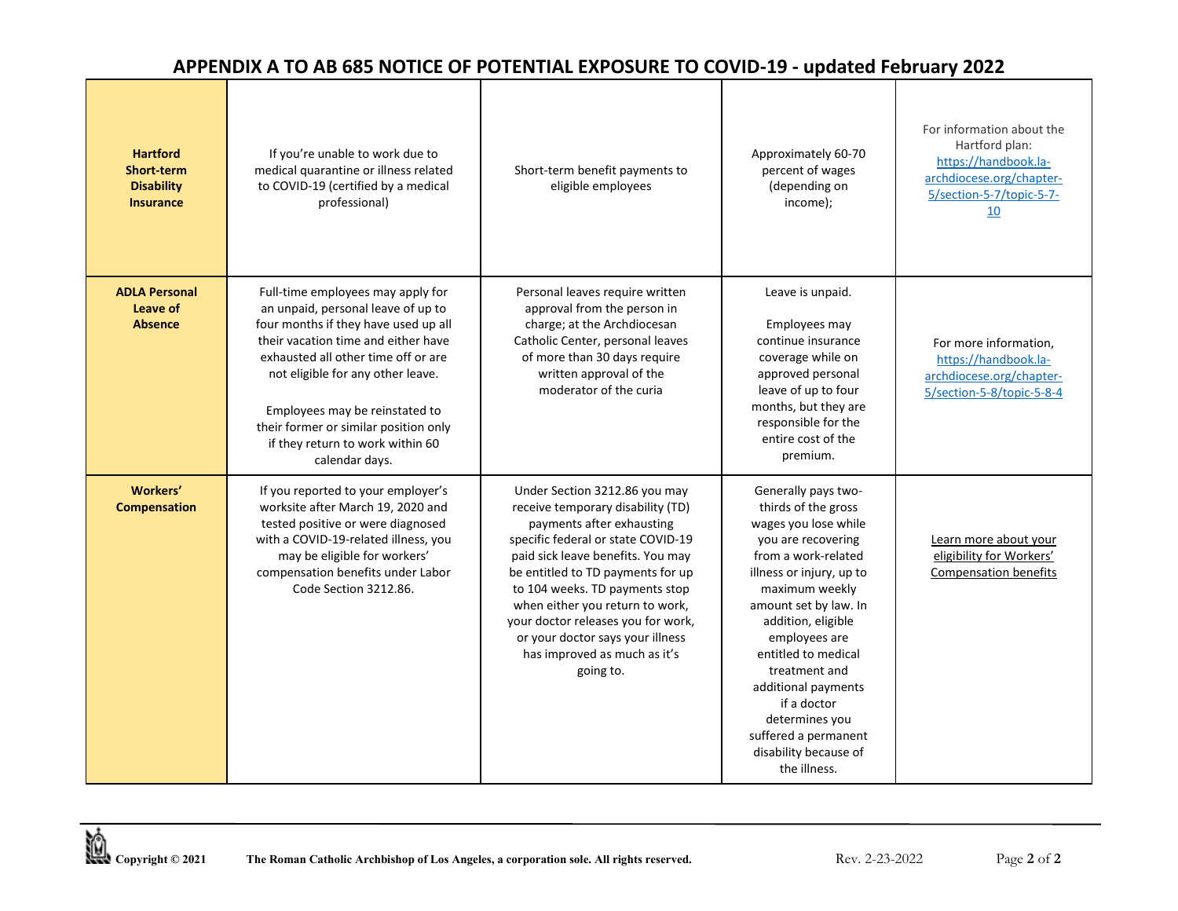## APPENDIX A TO AB 685 NOTICE OF POTENTIAL EXPOSURE TO COVID-19 - updated February 2022

| | | | | |
|---|---|---|---|---|
| **Hartford Short-term Disability Insurance** | If you're unable to work due to medical quarantine or illness related to COVID-19 (certified by a medical professional) | Short-term benefit payments to eligible employees | Approximately 60-70 percent of wages (depending on income); | For information about the Hartford plan: https://handbook.la-archdiocese.org/chapter-5/section-5-7/topic-5-7-10 |
| **ADLA Personal Leave of Absence** | Full-time employees may apply for an unpaid, personal leave of up to four months if they have used up all their vacation time and either have exhausted all other time off or are not eligible for any other leave.<br><br>Employees may be reinstated to their former or similar position only if they return to work within 60 calendar days. | Personal leaves require written approval from the person in charge; at the Archdiocesan Catholic Center, personal leaves of more than 30 days require written approval of the moderator of the curia | Leave is unpaid.<br><br>Employees may continue insurance coverage while on approved personal leave of up to four months, but they are responsible for the entire cost of the premium. | For more information, https://handbook.la-archdiocese.org/chapter-5/section-5-8/topic-5-8-4 |
| **Workers' Compensation** | If you reported to your employer's worksite after March 19, 2020 and tested positive or were diagnosed with a COVID-19-related illness, you may be eligible for workers' compensation benefits under Labor Code Section 3212.86. | Under Section 3212.86 you may receive temporary disability (TD) payments after exhausting specific federal or state COVID-19 paid sick leave benefits. You may be entitled to TD payments for up to 104 weeks. TD payments stop when either you return to work, your doctor releases you for work, or your doctor says your illness has improved as much as it's going to. | Generally pays two-thirds of the gross wages you lose while you are recovering from a work-related illness or injury, up to maximum weekly amount set by law. In addition, eligible employees are entitled to medical treatment and additional payments if a doctor determines you suffered a permanent disability because of the illness. | Learn more about your eligibility for Workers' Compensation benefits |

**Copyright © 2021** **The Roman Catholic Archbishop of Los Angeles, a corporation sole. All rights reserved.** Rev. 2-23-2022